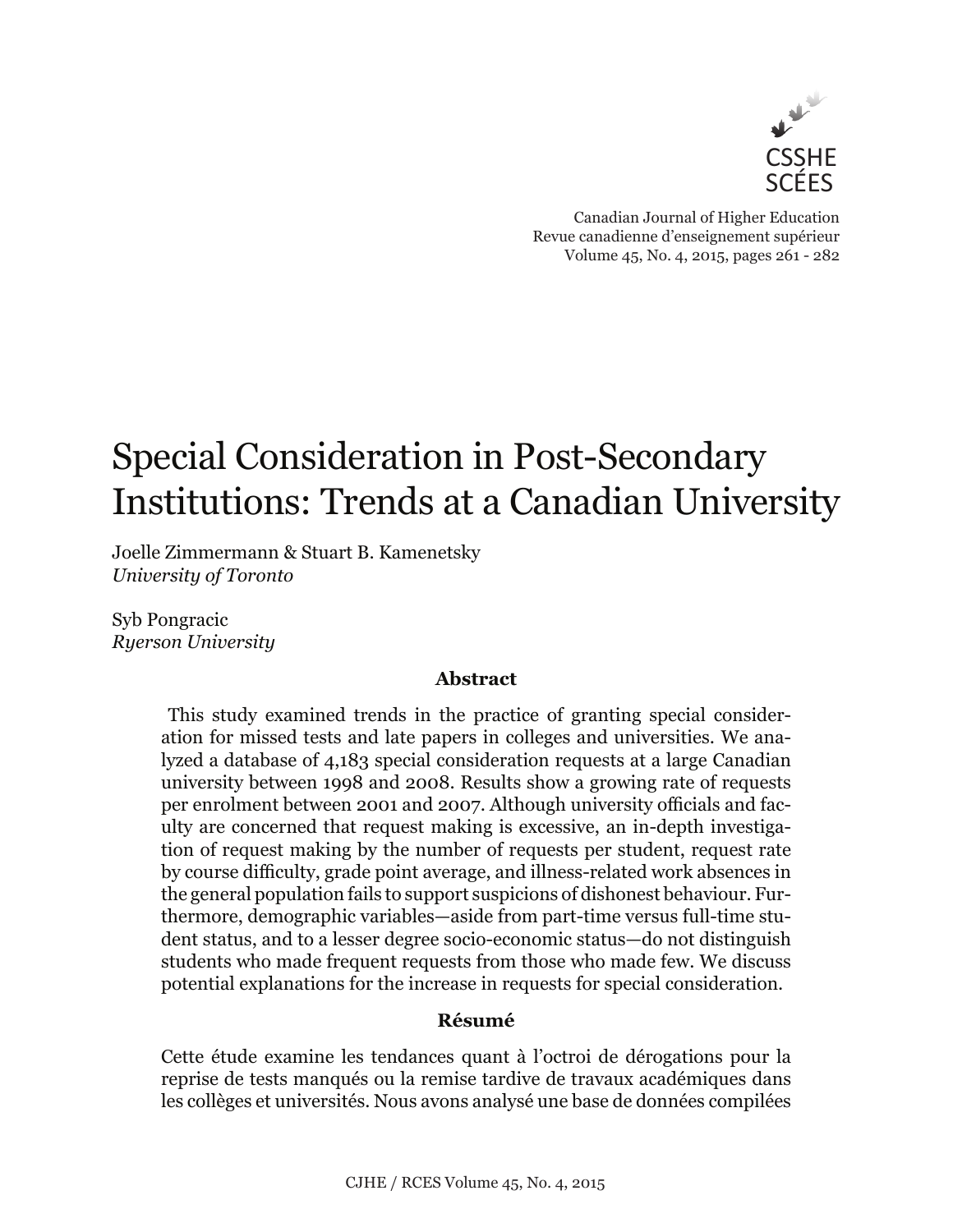CSSHE
SCÉES

Canadian Journal of Higher Education
Revue canadienne d'enseignement supérieur
Volume 45, No. 4, 2015, pages 261 - 282

# Special Consideration in Post-Secondary Institutions: Trends at a Canadian University

Joelle Zimmermann & Stuart B. Kamenetsky
*University of Toronto*

Syb Pongracic
*Ryerson University*

### Abstract

This study examined trends in the practice of granting special consideration for missed tests and late papers in colleges and universities. We analyzed a database of 4,183 special consideration requests at a large Canadian university between 1998 and 2008. Results show a growing rate of requests per enrolment between 2001 and 2007. Although university officials and faculty are concerned that request making is excessive, an in-depth investigation of request making by the number of requests per student, request rate by course difficulty, grade point average, and illness-related work absences in the general population fails to support suspicions of dishonest behaviour. Furthermore, demographic variables—aside from part-time versus full-time student status, and to a lesser degree socio-economic status—do not distinguish students who made frequent requests from those who made few. We discuss potential explanations for the increase in requests for special consideration.

### Résumé

Cette étude examine les tendances quant à l'octroi de dérogations pour la reprise de tests manqués ou la remise tardive de travaux académiques dans les collèges et universités. Nous avons analysé une base de données compilées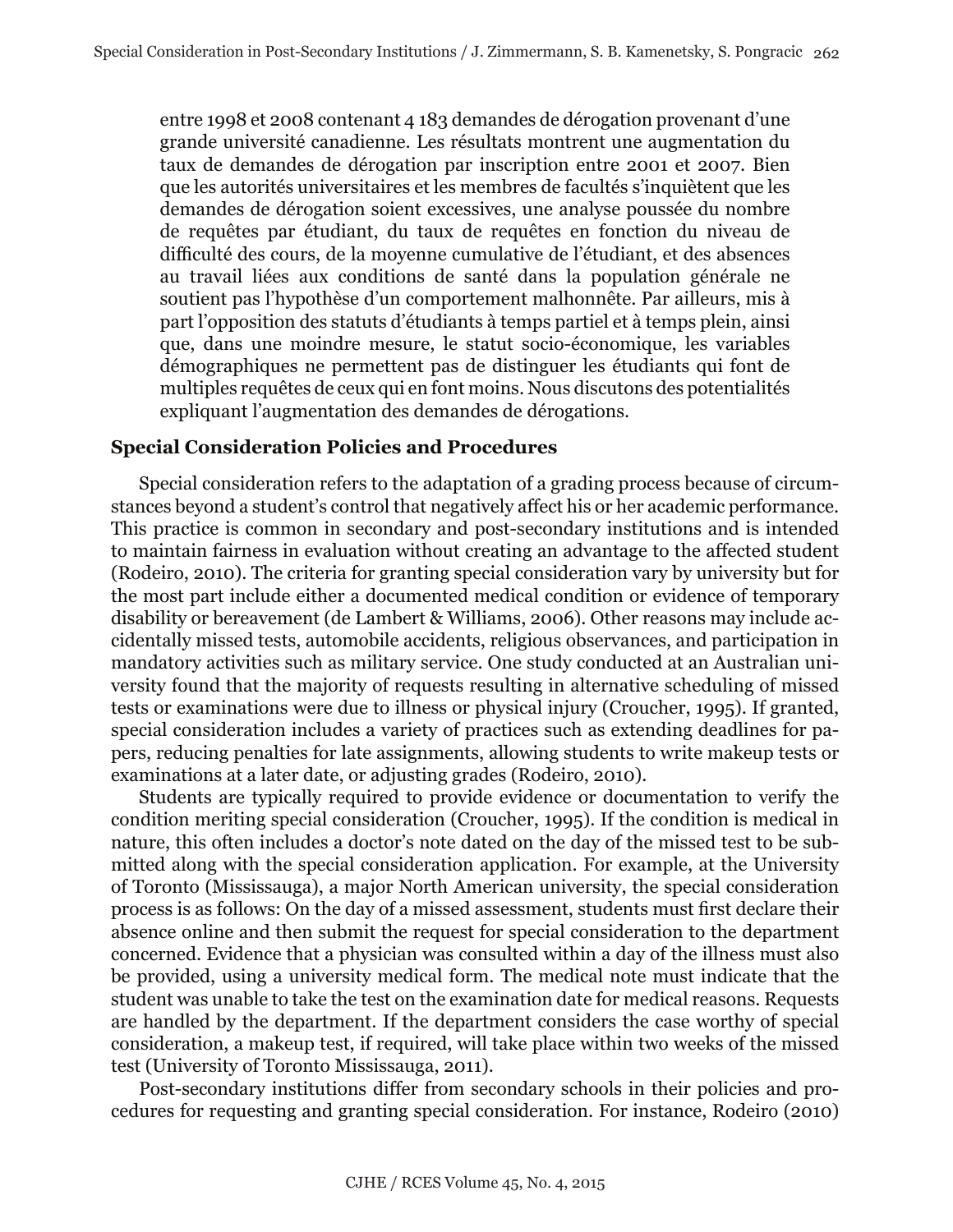entre 1998 et 2008 contenant 4 183 demandes de dérogation provenant d'une grande université canadienne. Les résultats montrent une augmentation du taux de demandes de dérogation par inscription entre 2001 et 2007. Bien que les autorités universitaires et les membres de facultés s'inquiètent que les demandes de dérogation soient excessives, une analyse poussée du nombre de requêtes par étudiant, du taux de requêtes en fonction du niveau de difficulté des cours, de la moyenne cumulative de l'étudiant, et des absences au travail liées aux conditions de santé dans la population générale ne soutient pas l'hypothèse d'un comportement malhonnête. Par ailleurs, mis à part l'opposition des statuts d'étudiants à temps partiel et à temps plein, ainsi que, dans une moindre mesure, le statut socio-économique, les variables démographiques ne permettent pas de distinguer les étudiants qui font de multiples requêtes de ceux qui en font moins. Nous discutons des potentialités expliquant l'augmentation des demandes de dérogations.

## Special Consideration Policies and Procedures

Special consideration refers to the adaptation of a grading process because of circumstances beyond a student's control that negatively affect his or her academic performance. This practice is common in secondary and post-secondary institutions and is intended to maintain fairness in evaluation without creating an advantage to the affected student (Rodeiro, 2010). The criteria for granting special consideration vary by university but for the most part include either a documented medical condition or evidence of temporary disability or bereavement (de Lambert & Williams, 2006). Other reasons may include accidentally missed tests, automobile accidents, religious observances, and participation in mandatory activities such as military service. One study conducted at an Australian university found that the majority of requests resulting in alternative scheduling of missed tests or examinations were due to illness or physical injury (Croucher, 1995). If granted, special consideration includes a variety of practices such as extending deadlines for papers, reducing penalties for late assignments, allowing students to write makeup tests or examinations at a later date, or adjusting grades (Rodeiro, 2010).

Students are typically required to provide evidence or documentation to verify the condition meriting special consideration (Croucher, 1995). If the condition is medical in nature, this often includes a doctor's note dated on the day of the missed test to be submitted along with the special consideration application. For example, at the University of Toronto (Mississauga), a major North American university, the special consideration process is as follows: On the day of a missed assessment, students must first declare their absence online and then submit the request for special consideration to the department concerned. Evidence that a physician was consulted within a day of the illness must also be provided, using a university medical form. The medical note must indicate that the student was unable to take the test on the examination date for medical reasons. Requests are handled by the department. If the department considers the case worthy of special consideration, a makeup test, if required, will take place within two weeks of the missed test (University of Toronto Mississauga, 2011).

Post-secondary institutions differ from secondary schools in their policies and procedures for requesting and granting special consideration. For instance, Rodeiro (2010)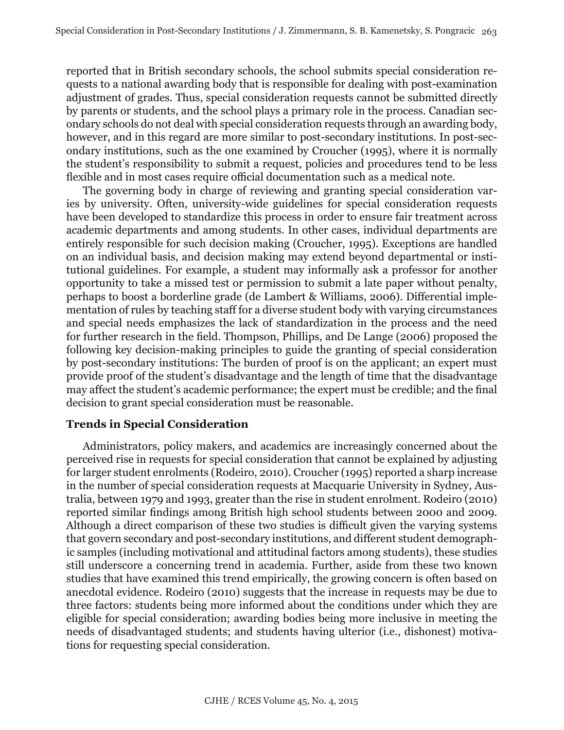reported that in British secondary schools, the school submits special consideration requests to a national awarding body that is responsible for dealing with post-examination adjustment of grades. Thus, special consideration requests cannot be submitted directly by parents or students, and the school plays a primary role in the process. Canadian secondary schools do not deal with special consideration requests through an awarding body, however, and in this regard are more similar to post-secondary institutions. In post-secondary institutions, such as the one examined by Croucher (1995), where it is normally the student's responsibility to submit a request, policies and procedures tend to be less flexible and in most cases require official documentation such as a medical note.

The governing body in charge of reviewing and granting special consideration varies by university. Often, university-wide guidelines for special consideration requests have been developed to standardize this process in order to ensure fair treatment across academic departments and among students. In other cases, individual departments are entirely responsible for such decision making (Croucher, 1995). Exceptions are handled on an individual basis, and decision making may extend beyond departmental or institutional guidelines. For example, a student may informally ask a professor for another opportunity to take a missed test or permission to submit a late paper without penalty, perhaps to boost a borderline grade (de Lambert & Williams, 2006). Differential implementation of rules by teaching staff for a diverse student body with varying circumstances and special needs emphasizes the lack of standardization in the process and the need for further research in the field. Thompson, Phillips, and De Lange (2006) proposed the following key decision-making principles to guide the granting of special consideration by post-secondary institutions: The burden of proof is on the applicant; an expert must provide proof of the student's disadvantage and the length of time that the disadvantage may affect the student's academic performance; the expert must be credible; and the final decision to grant special consideration must be reasonable.

### Trends in Special Consideration

Administrators, policy makers, and academics are increasingly concerned about the perceived rise in requests for special consideration that cannot be explained by adjusting for larger student enrolments (Rodeiro, 2010). Croucher (1995) reported a sharp increase in the number of special consideration requests at Macquarie University in Sydney, Australia, between 1979 and 1993, greater than the rise in student enrolment. Rodeiro (2010) reported similar findings among British high school students between 2000 and 2009. Although a direct comparison of these two studies is difficult given the varying systems that govern secondary and post-secondary institutions, and different student demographic samples (including motivational and attitudinal factors among students), these studies still underscore a concerning trend in academia. Further, aside from these two known studies that have examined this trend empirically, the growing concern is often based on anecdotal evidence. Rodeiro (2010) suggests that the increase in requests may be due to three factors: students being more informed about the conditions under which they are eligible for special consideration; awarding bodies being more inclusive in meeting the needs of disadvantaged students; and students having ulterior (i.e., dishonest) motivations for requesting special consideration.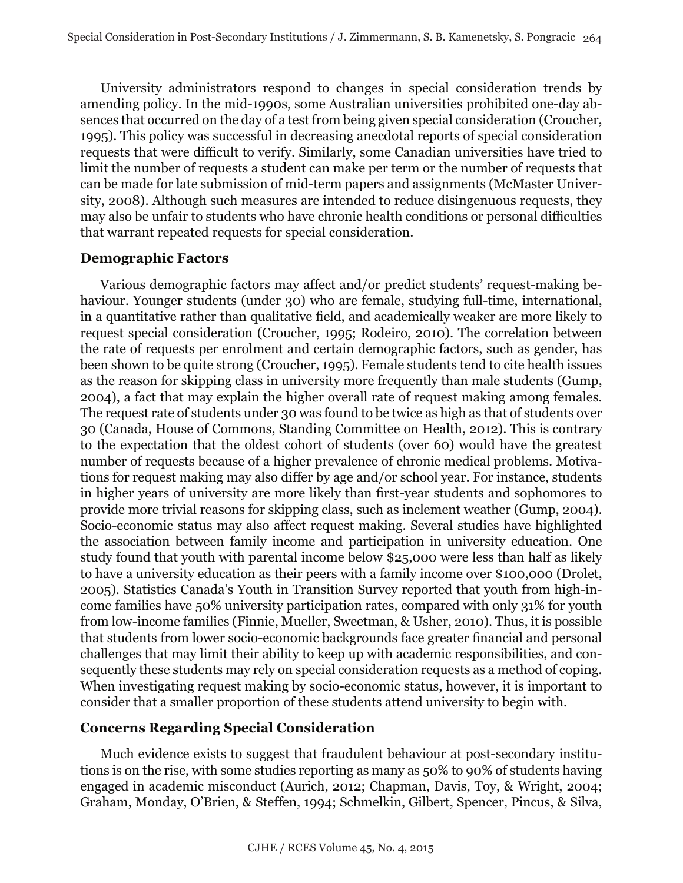University administrators respond to changes in special consideration trends by amending policy. In the mid-1990s, some Australian universities prohibited one-day absences that occurred on the day of a test from being given special consideration (Croucher, 1995). This policy was successful in decreasing anecdotal reports of special consideration requests that were difficult to verify. Similarly, some Canadian universities have tried to limit the number of requests a student can make per term or the number of requests that can be made for late submission of mid-term papers and assignments (McMaster University, 2008). Although such measures are intended to reduce disingenuous requests, they may also be unfair to students who have chronic health conditions or personal difficulties that warrant repeated requests for special consideration.

### Demographic Factors

Various demographic factors may affect and/or predict students' request-making behaviour. Younger students (under 30) who are female, studying full-time, international, in a quantitative rather than qualitative field, and academically weaker are more likely to request special consideration (Croucher, 1995; Rodeiro, 2010). The correlation between the rate of requests per enrolment and certain demographic factors, such as gender, has been shown to be quite strong (Croucher, 1995). Female students tend to cite health issues as the reason for skipping class in university more frequently than male students (Gump, 2004), a fact that may explain the higher overall rate of request making among females. The request rate of students under 30 was found to be twice as high as that of students over 30 (Canada, House of Commons, Standing Committee on Health, 2012). This is contrary to the expectation that the oldest cohort of students (over 60) would have the greatest number of requests because of a higher prevalence of chronic medical problems. Motivations for request making may also differ by age and/or school year. For instance, students in higher years of university are more likely than first-year students and sophomores to provide more trivial reasons for skipping class, such as inclement weather (Gump, 2004). Socio-economic status may also affect request making. Several studies have highlighted the association between family income and participation in university education. One study found that youth with parental income below $25,000 were less than half as likely to have a university education as their peers with a family income over $100,000 (Drolet, 2005). Statistics Canada's Youth in Transition Survey reported that youth from high-income families have 50% university participation rates, compared with only 31% for youth from low-income families (Finnie, Mueller, Sweetman, & Usher, 2010). Thus, it is possible that students from lower socio-economic backgrounds face greater financial and personal challenges that may limit their ability to keep up with academic responsibilities, and consequently these students may rely on special consideration requests as a method of coping. When investigating request making by socio-economic status, however, it is important to consider that a smaller proportion of these students attend university to begin with.

### Concerns Regarding Special Consideration

Much evidence exists to suggest that fraudulent behaviour at post-secondary institutions is on the rise, with some studies reporting as many as 50% to 90% of students having engaged in academic misconduct (Aurich, 2012; Chapman, Davis, Toy, & Wright, 2004; Graham, Monday, O'Brien, & Steffen, 1994; Schmelkin, Gilbert, Spencer, Pincus, & Silva,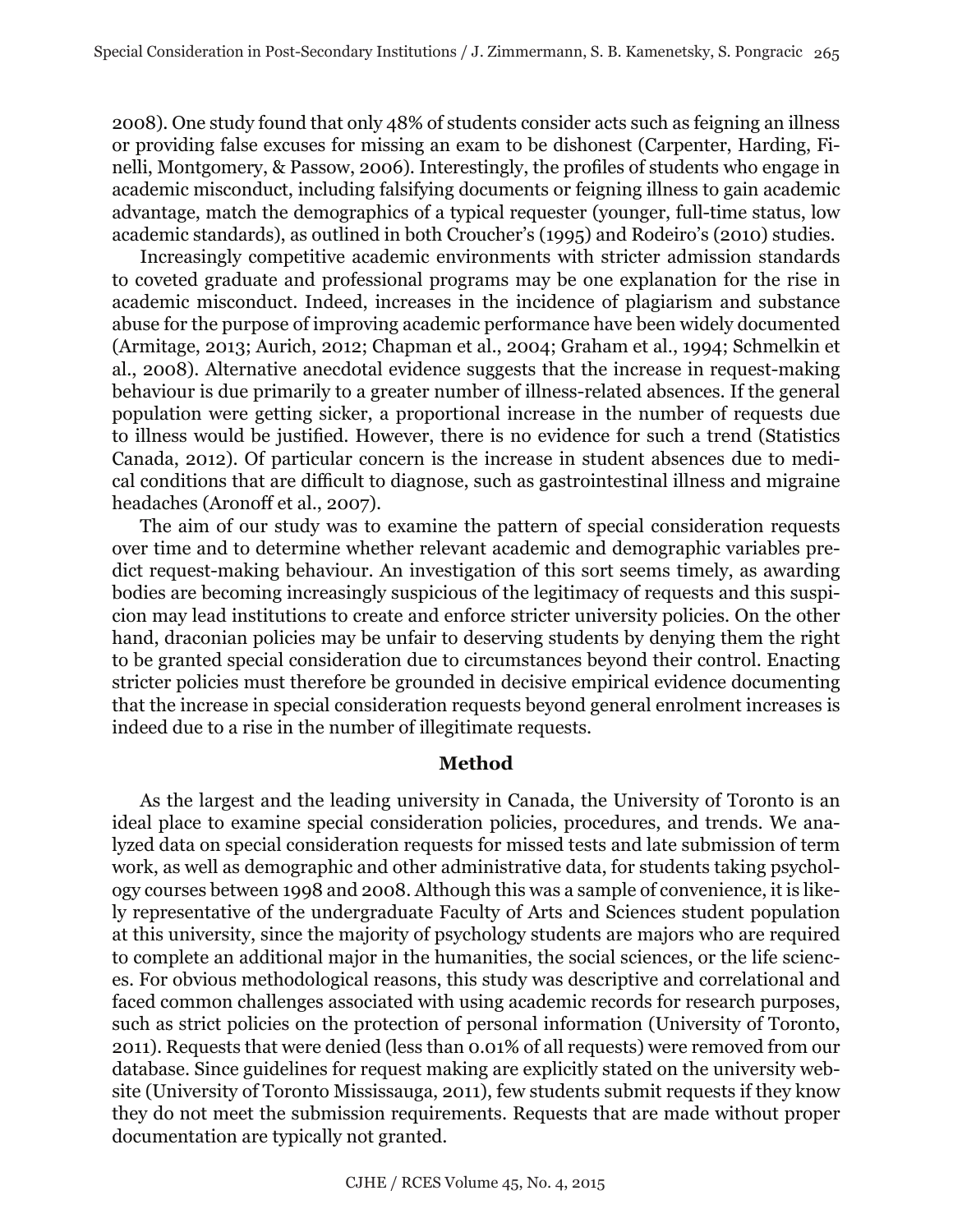2008). One study found that only 48% of students consider acts such as feigning an illness or providing false excuses for missing an exam to be dishonest (Carpenter, Harding, Finelli, Montgomery, & Passow, 2006). Interestingly, the profiles of students who engage in academic misconduct, including falsifying documents or feigning illness to gain academic advantage, match the demographics of a typical requester (younger, full-time status, low academic standards), as outlined in both Croucher's (1995) and Rodeiro's (2010) studies.

Increasingly competitive academic environments with stricter admission standards to coveted graduate and professional programs may be one explanation for the rise in academic misconduct. Indeed, increases in the incidence of plagiarism and substance abuse for the purpose of improving academic performance have been widely documented (Armitage, 2013; Aurich, 2012; Chapman et al., 2004; Graham et al., 1994; Schmelkin et al., 2008). Alternative anecdotal evidence suggests that the increase in request-making behaviour is due primarily to a greater number of illness-related absences. If the general population were getting sicker, a proportional increase in the number of requests due to illness would be justified. However, there is no evidence for such a trend (Statistics Canada, 2012). Of particular concern is the increase in student absences due to medical conditions that are difficult to diagnose, such as gastrointestinal illness and migraine headaches (Aronoff et al., 2007).

The aim of our study was to examine the pattern of special consideration requests over time and to determine whether relevant academic and demographic variables predict request-making behaviour. An investigation of this sort seems timely, as awarding bodies are becoming increasingly suspicious of the legitimacy of requests and this suspicion may lead institutions to create and enforce stricter university policies. On the other hand, draconian policies may be unfair to deserving students by denying them the right to be granted special consideration due to circumstances beyond their control. Enacting stricter policies must therefore be grounded in decisive empirical evidence documenting that the increase in special consideration requests beyond general enrolment increases is indeed due to a rise in the number of illegitimate requests.

## Method

As the largest and the leading university in Canada, the University of Toronto is an ideal place to examine special consideration policies, procedures, and trends. We analyzed data on special consideration requests for missed tests and late submission of term work, as well as demographic and other administrative data, for students taking psychology courses between 1998 and 2008. Although this was a sample of convenience, it is likely representative of the undergraduate Faculty of Arts and Sciences student population at this university, since the majority of psychology students are majors who are required to complete an additional major in the humanities, the social sciences, or the life sciences. For obvious methodological reasons, this study was descriptive and correlational and faced common challenges associated with using academic records for research purposes, such as strict policies on the protection of personal information (University of Toronto, 2011). Requests that were denied (less than 0.01% of all requests) were removed from our database. Since guidelines for request making are explicitly stated on the university website (University of Toronto Mississauga, 2011), few students submit requests if they know they do not meet the submission requirements. Requests that are made without proper documentation are typically not granted.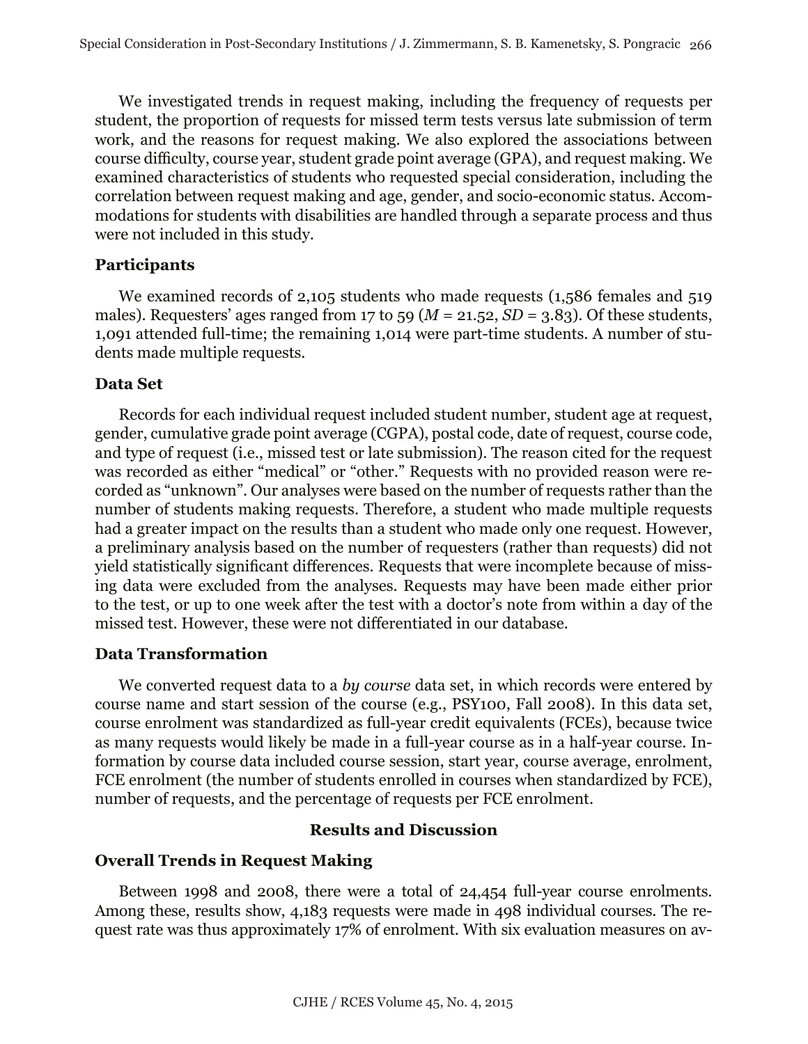We investigated trends in request making, including the frequency of requests per student, the proportion of requests for missed term tests versus late submission of term work, and the reasons for request making. We also explored the associations between course difficulty, course year, student grade point average (GPA), and request making. We examined characteristics of students who requested special consideration, including the correlation between request making and age, gender, and socio-economic status. Accommodations for students with disabilities are handled through a separate process and thus were not included in this study.

### Participants

We examined records of 2,105 students who made requests (1,586 females and 519 males). Requesters' ages ranged from 17 to 59 ($M$ = 21.52, $SD$ = 3.83). Of these students, 1,091 attended full-time; the remaining 1,014 were part-time students. A number of students made multiple requests.

### Data Set

Records for each individual request included student number, student age at request, gender, cumulative grade point average (CGPA), postal code, date of request, course code, and type of request (i.e., missed test or late submission). The reason cited for the request was recorded as either "medical" or "other." Requests with no provided reason were recorded as "unknown". Our analyses were based on the number of requests rather than the number of students making requests. Therefore, a student who made multiple requests had a greater impact on the results than a student who made only one request. However, a preliminary analysis based on the number of requesters (rather than requests) did not yield statistically significant differences. Requests that were incomplete because of missing data were excluded from the analyses. Requests may have been made either prior to the test, or up to one week after the test with a doctor's note from within a day of the missed test. However, these were not differentiated in our database.

### Data Transformation

We converted request data to a *by course* data set, in which records were entered by course name and start session of the course (e.g., PSY100, Fall 2008). In this data set, course enrolment was standardized as full-year credit equivalents (FCEs), because twice as many requests would likely be made in a full-year course as in a half-year course. Information by course data included course session, start year, course average, enrolment, FCE enrolment (the number of students enrolled in courses when standardized by FCE), number of requests, and the percentage of requests per FCE enrolment.

## Results and Discussion

### Overall Trends in Request Making

Between 1998 and 2008, there were a total of 24,454 full-year course enrolments. Among these, results show, 4,183 requests were made in 498 individual courses. The request rate was thus approximately 17% of enrolment. With six evaluation measures on av-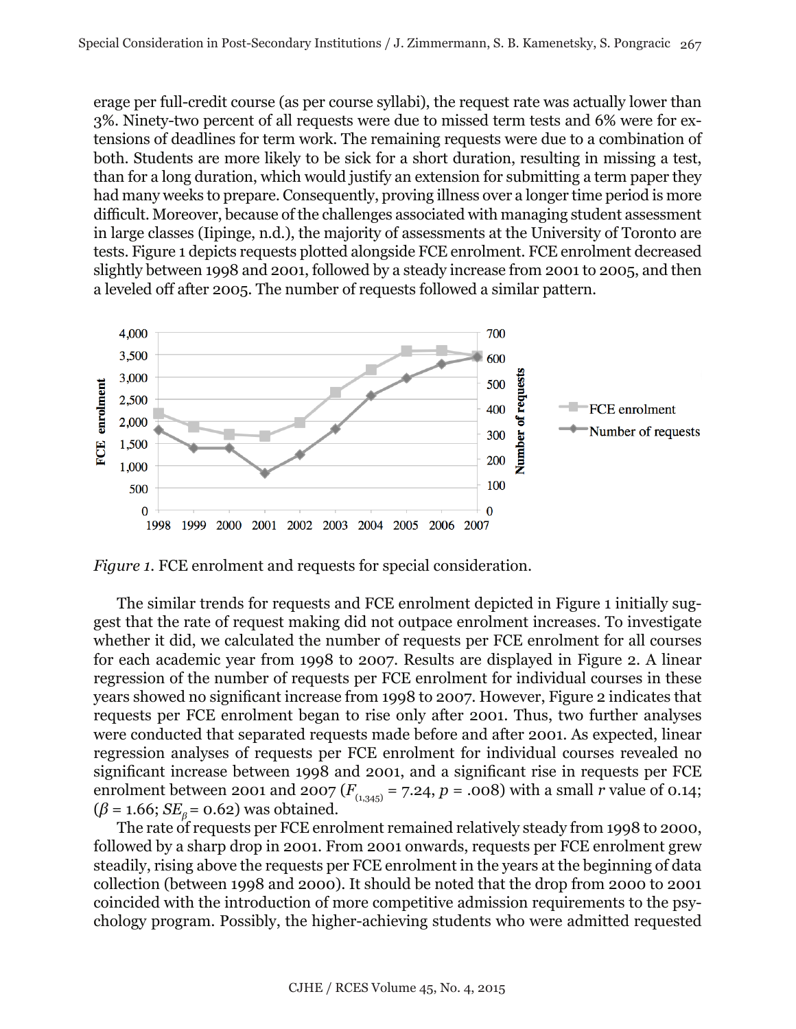erage per full-credit course (as per course syllabi), the request rate was actually lower than 3%. Ninety-two percent of all requests were due to missed term tests and 6% were for extensions of deadlines for term work. The remaining requests were due to a combination of both. Students are more likely to be sick for a short duration, resulting in missing a test, than for a long duration, which would justify an extension for submitting a term paper they had many weeks to prepare. Consequently, proving illness over a longer time period is more difficult. Moreover, because of the challenges associated with managing student assessment in large classes (Iipinge, n.d.), the majority of assessments at the University of Toronto are tests. Figure 1 depicts requests plotted alongside FCE enrolment. FCE enrolment decreased slightly between 1998 and 2001, followed by a steady increase from 2001 to 2005, and then a leveled off after 2005. The number of requests followed a similar pattern.

*Figure 1.* FCE enrolment and requests for special consideration.

The similar trends for requests and FCE enrolment depicted in Figure 1 initially suggest that the rate of request making did not outpace enrolment increases. To investigate whether it did, we calculated the number of requests per FCE enrolment for all courses for each academic year from 1998 to 2007. Results are displayed in Figure 2. A linear regression of the number of requests per FCE enrolment for individual courses in these years showed no significant increase from 1998 to 2007. However, Figure 2 indicates that requests per FCE enrolment began to rise only after 2001. Thus, two further analyses were conducted that separated requests made before and after 2001. As expected, linear regression analyses of requests per FCE enrolment for individual courses revealed no significant increase between 1998 and 2001, and a significant rise in requests per FCE enrolment between 2001 and 2007 ($F_{(1,345)} = 7.24$, $p = .008$) with a small $r$ value of 0.14; ($\beta = 1.66$; $SE_{\beta} = 0.62$) was obtained.

The rate of requests per FCE enrolment remained relatively steady from 1998 to 2000, followed by a sharp drop in 2001. From 2001 onwards, requests per FCE enrolment grew steadily, rising above the requests per FCE enrolment in the years at the beginning of data collection (between 1998 and 2000). It should be noted that the drop from 2000 to 2001 coincided with the introduction of more competitive admission requirements to the psychology program. Possibly, the higher-achieving students who were admitted requested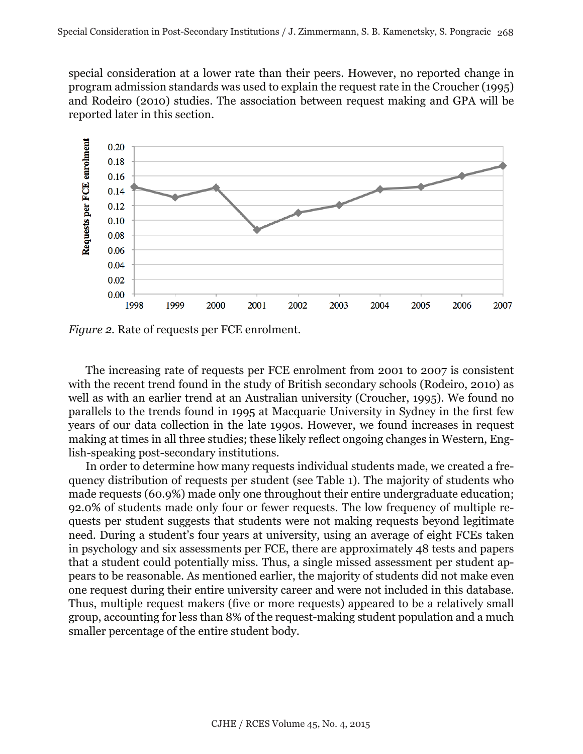special consideration at a lower rate than their peers. However, no reported change in program admission standards was used to explain the request rate in the Croucher (1995) and Rodeiro (2010) studies. The association between request making and GPA will be reported later in this section.

*Figure 2.* Rate of requests per FCE enrolment.

The increasing rate of requests per FCE enrolment from 2001 to 2007 is consistent with the recent trend found in the study of British secondary schools (Rodeiro, 2010) as well as with an earlier trend at an Australian university (Croucher, 1995). We found no parallels to the trends found in 1995 at Macquarie University in Sydney in the first few years of our data collection in the late 1990s. However, we found increases in request making at times in all three studies; these likely reflect ongoing changes in Western, English-speaking post-secondary institutions.

In order to determine how many requests individual students made, we created a frequency distribution of requests per student (see Table 1). The majority of students who made requests (60.9%) made only one throughout their entire undergraduate education; 92.0% of students made only four or fewer requests. The low frequency of multiple requests per student suggests that students were not making requests beyond legitimate need. During a student's four years at university, using an average of eight FCEs taken in psychology and six assessments per FCE, there are approximately 48 tests and papers that a student could potentially miss. Thus, a single missed assessment per student appears to be reasonable. As mentioned earlier, the majority of students did not make even one request during their entire university career and were not included in this database. Thus, multiple request makers (five or more requests) appeared to be a relatively small group, accounting for less than 8% of the request-making student population and a much smaller percentage of the entire student body.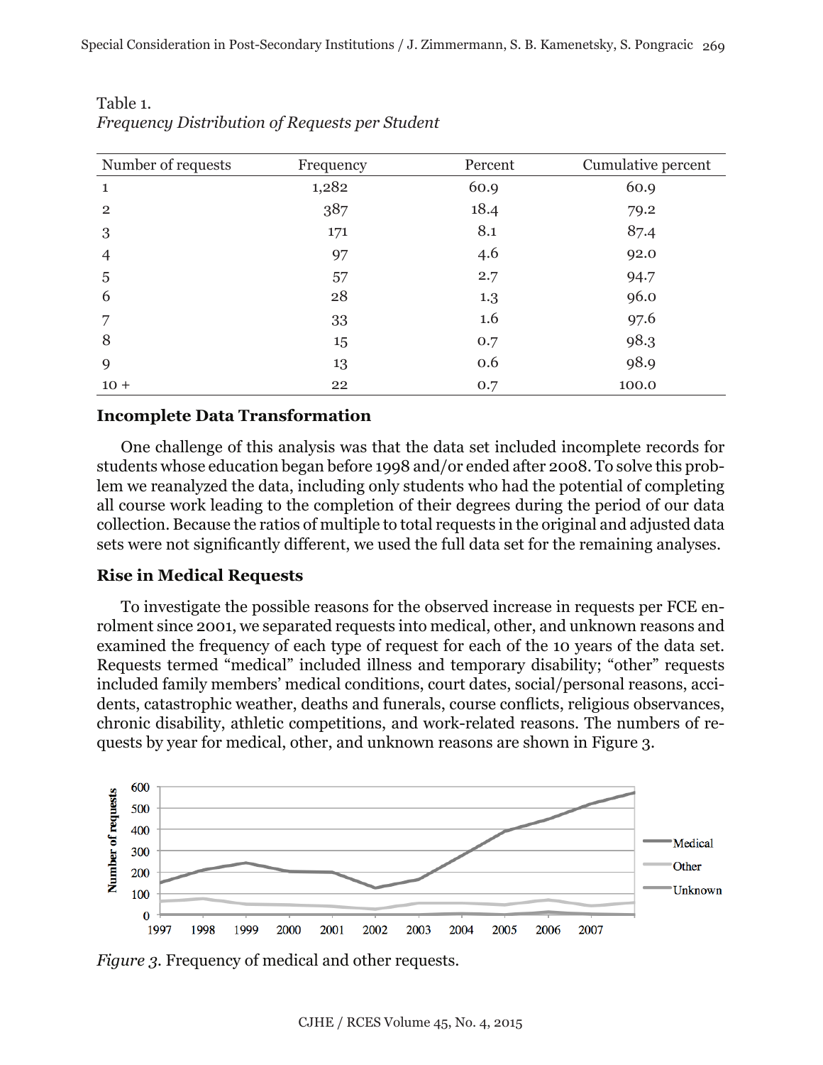Table 1.
*Frequency Distribution of Requests per Student*

| Number of requests | Frequency | Percent | Cumulative percent |
|---|---|---|---|
| 1 | 1,282 | 60.9 | 60.9 |
| 2 | 387 | 18.4 | 79.2 |
| 3 | 171 | 8.1 | 87.4 |
| 4 | 97 | 4.6 | 92.0 |
| 5 | 57 | 2.7 | 94.7 |
| 6 | 28 | 1.3 | 96.0 |
| 7 | 33 | 1.6 | 97.6 |
| 8 | 15 | 0.7 | 98.3 |
| 9 | 13 | 0.6 | 98.9 |
| 10 + | 22 | 0.7 | 100.0 |

### Incomplete Data Transformation

One challenge of this analysis was that the data set included incomplete records for students whose education began before 1998 and/or ended after 2008. To solve this problem we reanalyzed the data, including only students who had the potential of completing all course work leading to the completion of their degrees during the period of our data collection. Because the ratios of multiple to total requests in the original and adjusted data sets were not significantly different, we used the full data set for the remaining analyses.

### Rise in Medical Requests

To investigate the possible reasons for the observed increase in requests per FCE enrolment since 2001, we separated requests into medical, other, and unknown reasons and examined the frequency of each type of request for each of the 10 years of the data set. Requests termed "medical" included illness and temporary disability; "other" requests included family members' medical conditions, court dates, social/personal reasons, accidents, catastrophic weather, deaths and funerals, course conflicts, religious observances, chronic disability, athletic competitions, and work-related reasons. The numbers of requests by year for medical, other, and unknown reasons are shown in Figure 3.

*Figure 3.* Frequency of medical and other requests.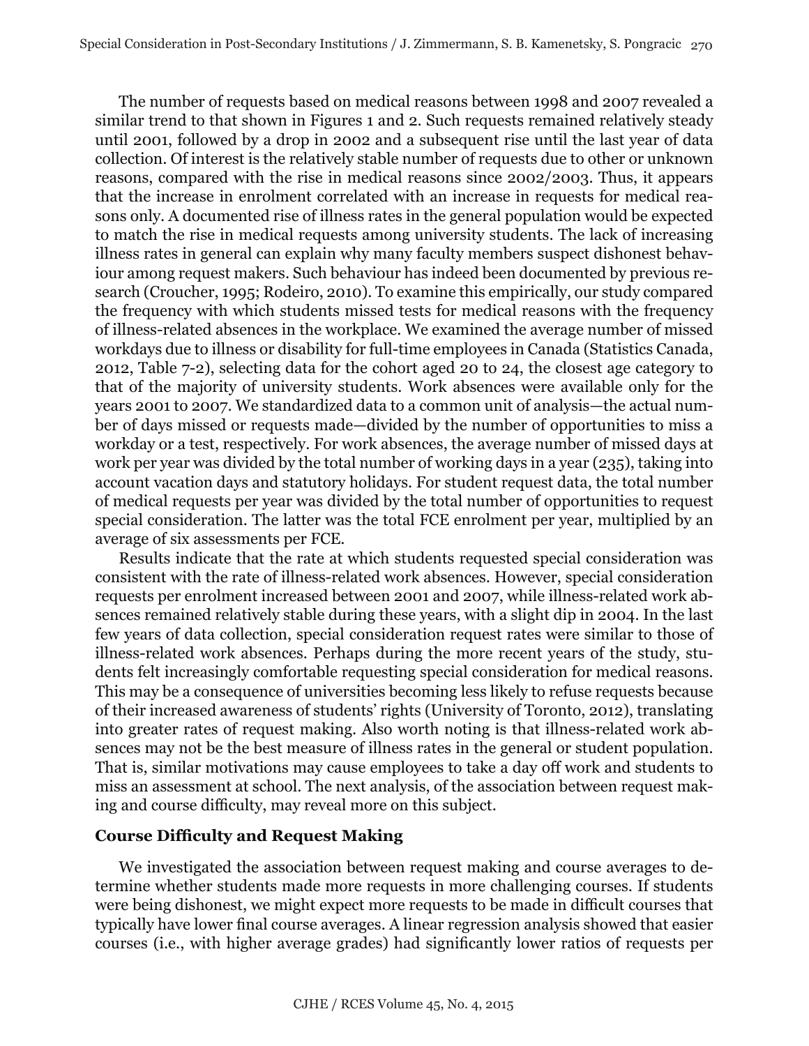The number of requests based on medical reasons between 1998 and 2007 revealed a similar trend to that shown in Figures 1 and 2. Such requests remained relatively steady until 2001, followed by a drop in 2002 and a subsequent rise until the last year of data collection. Of interest is the relatively stable number of requests due to other or unknown reasons, compared with the rise in medical reasons since 2002/2003. Thus, it appears that the increase in enrolment correlated with an increase in requests for medical reasons only. A documented rise of illness rates in the general population would be expected to match the rise in medical requests among university students. The lack of increasing illness rates in general can explain why many faculty members suspect dishonest behaviour among request makers. Such behaviour has indeed been documented by previous research (Croucher, 1995; Rodeiro, 2010). To examine this empirically, our study compared the frequency with which students missed tests for medical reasons with the frequency of illness-related absences in the workplace. We examined the average number of missed workdays due to illness or disability for full-time employees in Canada (Statistics Canada, 2012, Table 7-2), selecting data for the cohort aged 20 to 24, the closest age category to that of the majority of university students. Work absences were available only for the years 2001 to 2007. We standardized data to a common unit of analysis—the actual number of days missed or requests made—divided by the number of opportunities to miss a workday or a test, respectively. For work absences, the average number of missed days at work per year was divided by the total number of working days in a year (235), taking into account vacation days and statutory holidays. For student request data, the total number of medical requests per year was divided by the total number of opportunities to request special consideration. The latter was the total FCE enrolment per year, multiplied by an average of six assessments per FCE.

Results indicate that the rate at which students requested special consideration was consistent with the rate of illness-related work absences. However, special consideration requests per enrolment increased between 2001 and 2007, while illness-related work absences remained relatively stable during these years, with a slight dip in 2004. In the last few years of data collection, special consideration request rates were similar to those of illness-related work absences. Perhaps during the more recent years of the study, students felt increasingly comfortable requesting special consideration for medical reasons. This may be a consequence of universities becoming less likely to refuse requests because of their increased awareness of students' rights (University of Toronto, 2012), translating into greater rates of request making. Also worth noting is that illness-related work absences may not be the best measure of illness rates in the general or student population. That is, similar motivations may cause employees to take a day off work and students to miss an assessment at school. The next analysis, of the association between request making and course difficulty, may reveal more on this subject.

### Course Difficulty and Request Making

We investigated the association between request making and course averages to determine whether students made more requests in more challenging courses. If students were being dishonest, we might expect more requests to be made in difficult courses that typically have lower final course averages. A linear regression analysis showed that easier courses (i.e., with higher average grades) had significantly lower ratios of requests per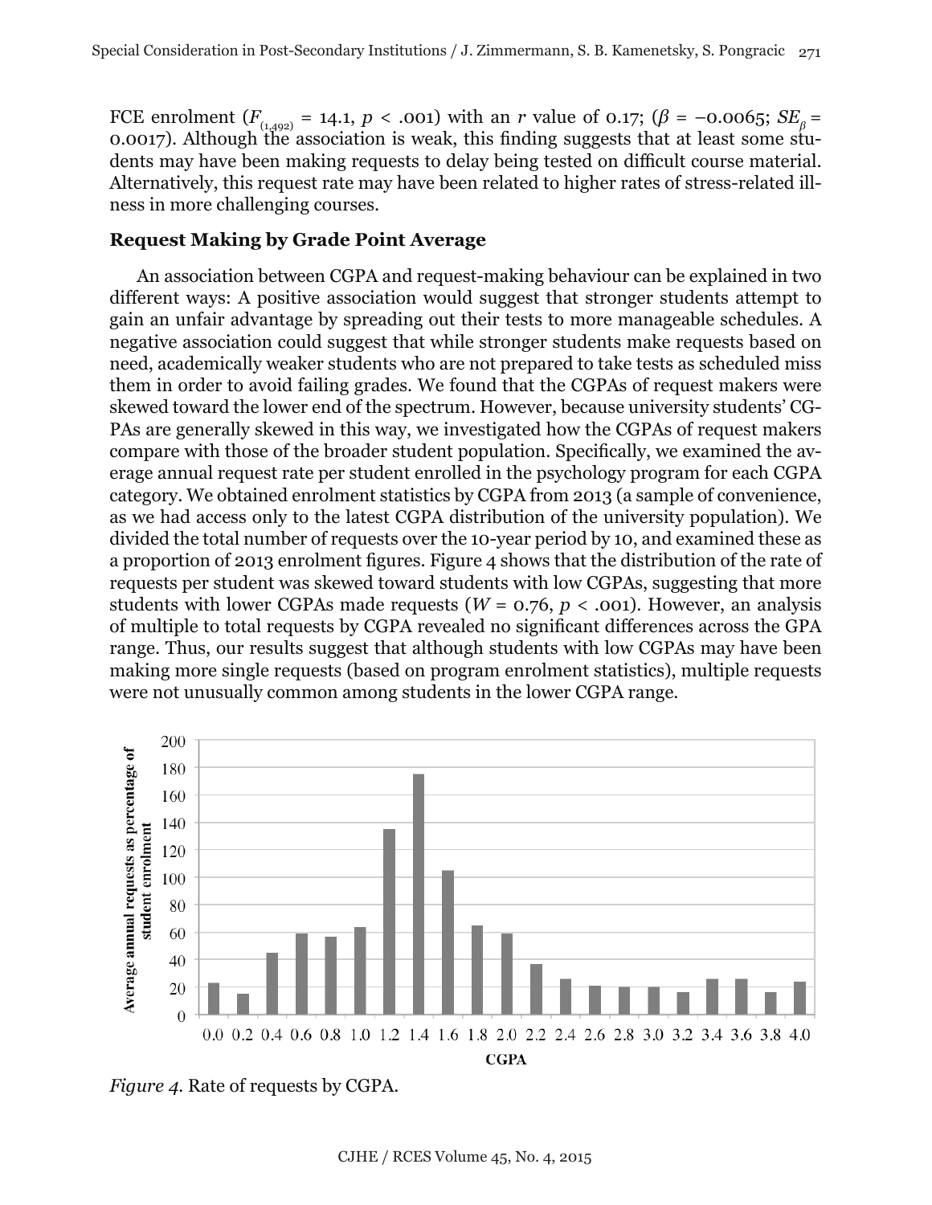FCE enrolment ($F_{(1,492)}$ = 14.1, $p$ < .001) with an $r$ value of 0.17; ($\beta$ = −0.0065; $SE_{\beta}$ = 0.0017). Although the association is weak, this finding suggests that at least some students may have been making requests to delay being tested on difficult course material. Alternatively, this request rate may have been related to higher rates of stress-related illness in more challenging courses.

### Request Making by Grade Point Average

An association between CGPA and request-making behaviour can be explained in two different ways: A positive association would suggest that stronger students attempt to gain an unfair advantage by spreading out their tests to more manageable schedules. A negative association could suggest that while stronger students make requests based on need, academically weaker students who are not prepared to take tests as scheduled miss them in order to avoid failing grades. We found that the CGPAs of request makers were skewed toward the lower end of the spectrum. However, because university students' CGPAs are generally skewed in this way, we investigated how the CGPAs of request makers compare with those of the broader student population. Specifically, we examined the average annual request rate per student enrolled in the psychology program for each CGPA category. We obtained enrolment statistics by CGPA from 2013 (a sample of convenience, as we had access only to the latest CGPA distribution of the university population). We divided the total number of requests over the 10-year period by 10, and examined these as a proportion of 2013 enrolment figures. Figure 4 shows that the distribution of the rate of requests per student was skewed toward students with low CGPAs, suggesting that more students with lower CGPAs made requests ($W$ = 0.76, $p$ < .001). However, an analysis of multiple to total requests by CGPA revealed no significant differences across the GPA range. Thus, our results suggest that although students with low CGPAs may have been making more single requests (based on program enrolment statistics), multiple requests were not unusually common among students in the lower CGPA range.

*Figure 4.* Rate of requests by CGPA.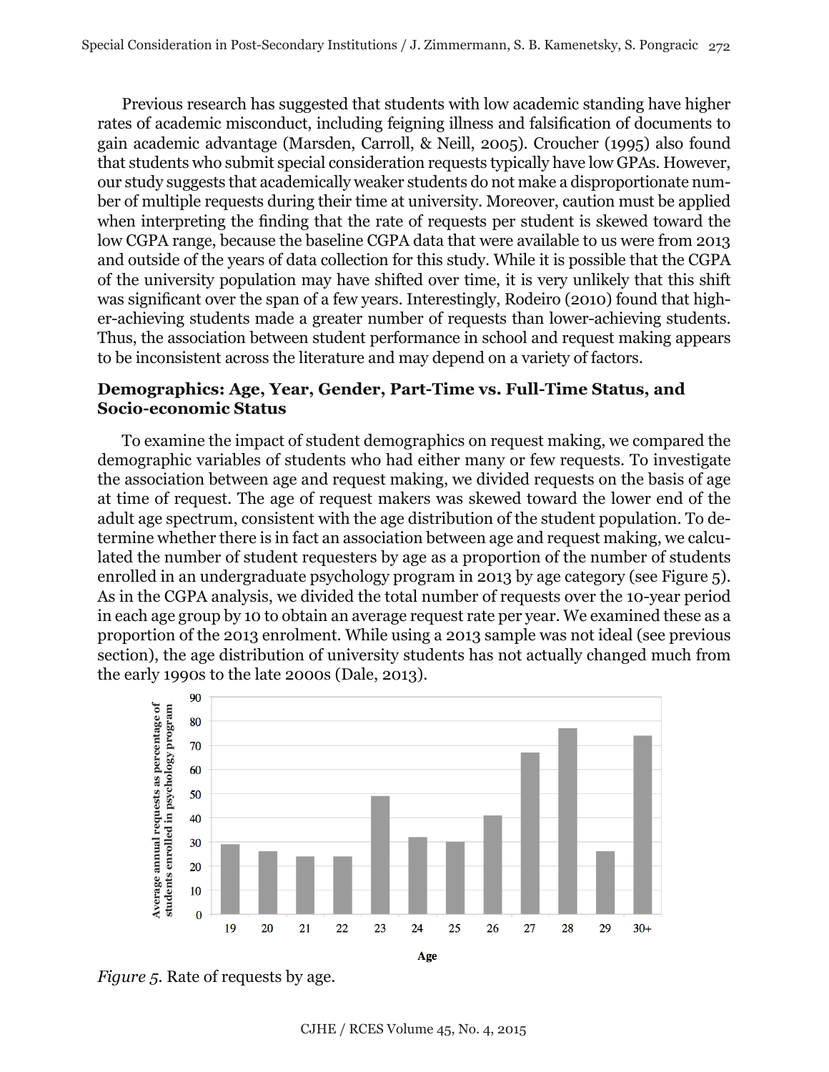Previous research has suggested that students with low academic standing have higher rates of academic misconduct, including feigning illness and falsification of documents to gain academic advantage (Marsden, Carroll, & Neill, 2005). Croucher (1995) also found that students who submit special consideration requests typically have low GPAs. However, our study suggests that academically weaker students do not make a disproportionate number of multiple requests during their time at university. Moreover, caution must be applied when interpreting the finding that the rate of requests per student is skewed toward the low CGPA range, because the baseline CGPA data that were available to us were from 2013 and outside of the years of data collection for this study. While it is possible that the CGPA of the university population may have shifted over time, it is very unlikely that this shift was significant over the span of a few years. Interestingly, Rodeiro (2010) found that higher-achieving students made a greater number of requests than lower-achieving students. Thus, the association between student performance in school and request making appears to be inconsistent across the literature and may depend on a variety of factors.

### Demographics: Age, Year, Gender, Part-Time vs. Full-Time Status, and Socio-economic Status

To examine the impact of student demographics on request making, we compared the demographic variables of students who had either many or few requests. To investigate the association between age and request making, we divided requests on the basis of age at time of request. The age of request makers was skewed toward the lower end of the adult age spectrum, consistent with the age distribution of the student population. To determine whether there is in fact an association between age and request making, we calculated the number of student requesters by age as a proportion of the number of students enrolled in an undergraduate psychology program in 2013 by age category (see Figure 5). As in the CGPA analysis, we divided the total number of requests over the 10-year period in each age group by 10 to obtain an average request rate per year. We examined these as a proportion of the 2013 enrolment. While using a 2013 sample was not ideal (see previous section), the age distribution of university students has not actually changed much from the early 1990s to the late 2000s (Dale, 2013).

*Figure 5.* Rate of requests by age.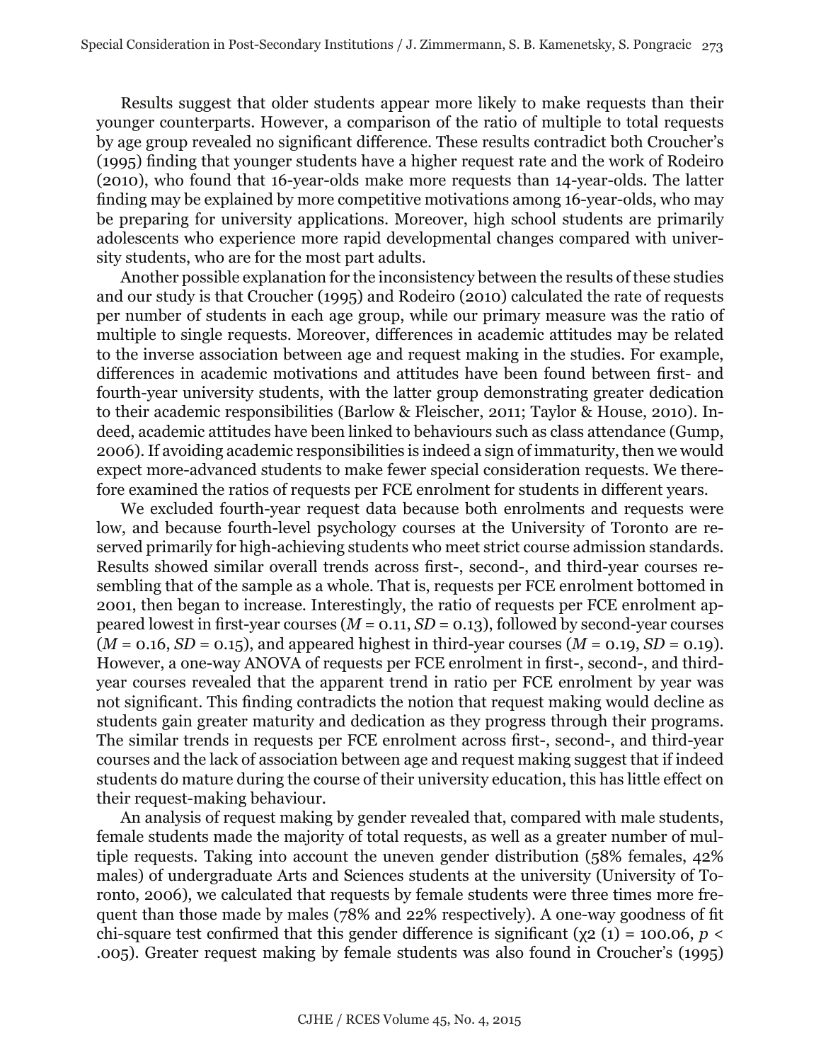Results suggest that older students appear more likely to make requests than their younger counterparts. However, a comparison of the ratio of multiple to total requests by age group revealed no significant difference. These results contradict both Croucher's (1995) finding that younger students have a higher request rate and the work of Rodeiro (2010), who found that 16-year-olds make more requests than 14-year-olds. The latter finding may be explained by more competitive motivations among 16-year-olds, who may be preparing for university applications. Moreover, high school students are primarily adolescents who experience more rapid developmental changes compared with university students, who are for the most part adults.

Another possible explanation for the inconsistency between the results of these studies and our study is that Croucher (1995) and Rodeiro (2010) calculated the rate of requests per number of students in each age group, while our primary measure was the ratio of multiple to single requests. Moreover, differences in academic attitudes may be related to the inverse association between age and request making in the studies. For example, differences in academic motivations and attitudes have been found between first- and fourth-year university students, with the latter group demonstrating greater dedication to their academic responsibilities (Barlow & Fleischer, 2011; Taylor & House, 2010). Indeed, academic attitudes have been linked to behaviours such as class attendance (Gump, 2006). If avoiding academic responsibilities is indeed a sign of immaturity, then we would expect more-advanced students to make fewer special consideration requests. We therefore examined the ratios of requests per FCE enrolment for students in different years.

We excluded fourth-year request data because both enrolments and requests were low, and because fourth-level psychology courses at the University of Toronto are reserved primarily for high-achieving students who meet strict course admission standards. Results showed similar overall trends across first-, second-, and third-year courses resembling that of the sample as a whole. That is, requests per FCE enrolment bottomed in 2001, then began to increase. Interestingly, the ratio of requests per FCE enrolment appeared lowest in first-year courses ($M$ = 0.11, $SD$ = 0.13), followed by second-year courses ($M$ = 0.16, $SD$ = 0.15), and appeared highest in third-year courses ($M$ = 0.19, $SD$ = 0.19). However, a one-way ANOVA of requests per FCE enrolment in first-, second-, and third-year courses revealed that the apparent trend in ratio per FCE enrolment by year was not significant. This finding contradicts the notion that request making would decline as students gain greater maturity and dedication as they progress through their programs. The similar trends in requests per FCE enrolment across first-, second-, and third-year courses and the lack of association between age and request making suggest that if indeed students do mature during the course of their university education, this has little effect on their request-making behaviour.

An analysis of request making by gender revealed that, compared with male students, female students made the majority of total requests, as well as a greater number of multiple requests. Taking into account the uneven gender distribution (58% females, 42% males) of undergraduate Arts and Sciences students at the university (University of Toronto, 2006), we calculated that requests by female students were three times more frequent than those made by males (78% and 22% respectively). A one-way goodness of fit chi-square test confirmed that this gender difference is significant ($\chi^2$ (1) = 100.06, $p$ < .005). Greater request making by female students was also found in Croucher's (1995)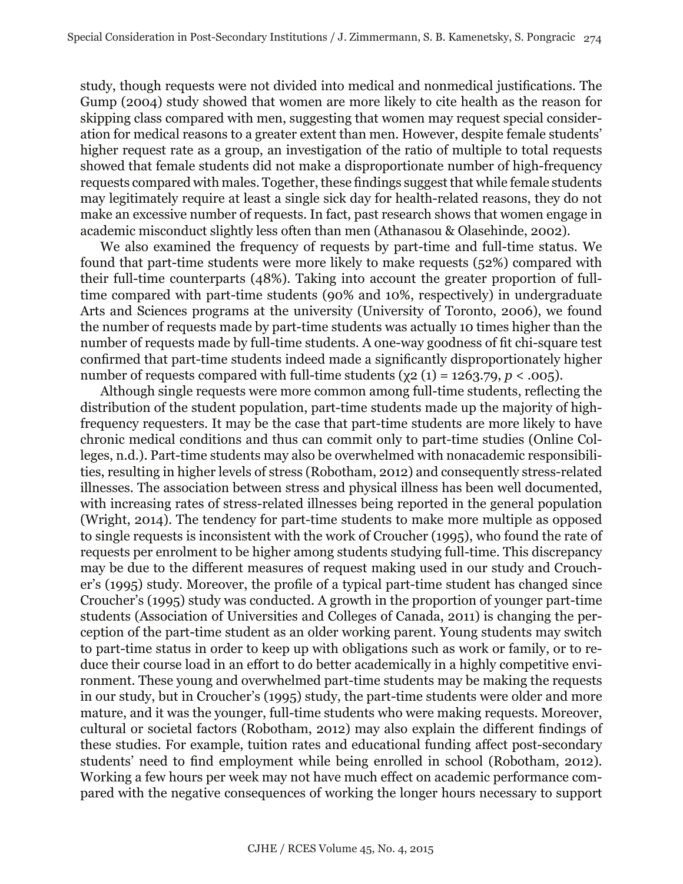study, though requests were not divided into medical and nonmedical justifications. The Gump (2004) study showed that women are more likely to cite health as the reason for skipping class compared with men, suggesting that women may request special consideration for medical reasons to a greater extent than men. However, despite female students' higher request rate as a group, an investigation of the ratio of multiple to total requests showed that female students did not make a disproportionate number of high-frequency requests compared with males. Together, these findings suggest that while female students may legitimately require at least a single sick day for health-related reasons, they do not make an excessive number of requests. In fact, past research shows that women engage in academic misconduct slightly less often than men (Athanasou & Olasehinde, 2002).

We also examined the frequency of requests by part-time and full-time status. We found that part-time students were more likely to make requests (52%) compared with their full-time counterparts (48%). Taking into account the greater proportion of full-time compared with part-time students (90% and 10%, respectively) in undergraduate Arts and Sciences programs at the university (University of Toronto, 2006), we found the number of requests made by part-time students was actually 10 times higher than the number of requests made by full-time students. A one-way goodness of fit chi-square test confirmed that part-time students indeed made a significantly disproportionately higher number of requests compared with full-time students ($\chi^2$ (1) = 1263.79, $p < .005$).

Although single requests were more common among full-time students, reflecting the distribution of the student population, part-time students made up the majority of high-frequency requesters. It may be the case that part-time students are more likely to have chronic medical conditions and thus can commit only to part-time studies (Online Colleges, n.d.). Part-time students may also be overwhelmed with nonacademic responsibilities, resulting in higher levels of stress (Robotham, 2012) and consequently stress-related illnesses. The association between stress and physical illness has been well documented, with increasing rates of stress-related illnesses being reported in the general population (Wright, 2014). The tendency for part-time students to make more multiple as opposed to single requests is inconsistent with the work of Croucher (1995), who found the rate of requests per enrolment to be higher among students studying full-time. This discrepancy may be due to the different measures of request making used in our study and Croucher's (1995) study. Moreover, the profile of a typical part-time student has changed since Croucher's (1995) study was conducted. A growth in the proportion of younger part-time students (Association of Universities and Colleges of Canada, 2011) is changing the perception of the part-time student as an older working parent. Young students may switch to part-time status in order to keep up with obligations such as work or family, or to reduce their course load in an effort to do better academically in a highly competitive environment. These young and overwhelmed part-time students may be making the requests in our study, but in Croucher's (1995) study, the part-time students were older and more mature, and it was the younger, full-time students who were making requests. Moreover, cultural or societal factors (Robotham, 2012) may also explain the different findings of these studies. For example, tuition rates and educational funding affect post-secondary students' need to find employment while being enrolled in school (Robotham, 2012). Working a few hours per week may not have much effect on academic performance compared with the negative consequences of working the longer hours necessary to support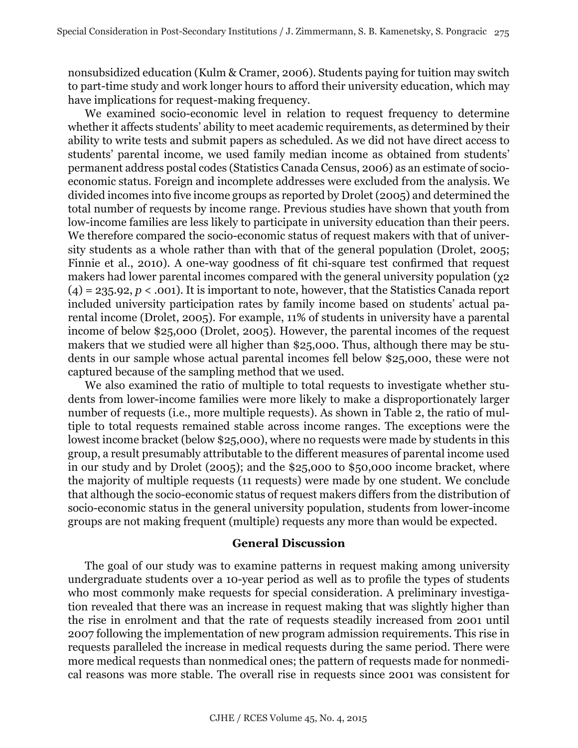nonsubsidized education (Kulm & Cramer, 2006). Students paying for tuition may switch to part-time study and work longer hours to afford their university education, which may have implications for request-making frequency.

We examined socio-economic level in relation to request frequency to determine whether it affects students' ability to meet academic requirements, as determined by their ability to write tests and submit papers as scheduled. As we did not have direct access to students' parental income, we used family median income as obtained from students' permanent address postal codes (Statistics Canada Census, 2006) as an estimate of socio-economic status. Foreign and incomplete addresses were excluded from the analysis. We divided incomes into five income groups as reported by Drolet (2005) and determined the total number of requests by income range. Previous studies have shown that youth from low-income families are less likely to participate in university education than their peers. We therefore compared the socio-economic status of request makers with that of university students as a whole rather than with that of the general population (Drolet, 2005; Finnie et al., 2010). A one-way goodness of fit chi-square test confirmed that request makers had lower parental incomes compared with the general university population ($\chi^2$ $(4) = 235.92$, $p < .001$). It is important to note, however, that the Statistics Canada report included university participation rates by family income based on students' actual parental income (Drolet, 2005). For example, 11% of students in university have a parental income of below $25,000 (Drolet, 2005). However, the parental incomes of the request makers that we studied were all higher than $25,000. Thus, although there may be students in our sample whose actual parental incomes fell below $25,000, these were not captured because of the sampling method that we used.

We also examined the ratio of multiple to total requests to investigate whether students from lower-income families were more likely to make a disproportionately larger number of requests (i.e., more multiple requests). As shown in Table 2, the ratio of multiple to total requests remained stable across income ranges. The exceptions were the lowest income bracket (below $25,000), where no requests were made by students in this group, a result presumably attributable to the different measures of parental income used in our study and by Drolet (2005); and the $25,000 to $50,000 income bracket, where the majority of multiple requests (11 requests) were made by one student. We conclude that although the socio-economic status of request makers differs from the distribution of socio-economic status in the general university population, students from lower-income groups are not making frequent (multiple) requests any more than would be expected.

## General Discussion

The goal of our study was to examine patterns in request making among university undergraduate students over a 10-year period as well as to profile the types of students who most commonly make requests for special consideration. A preliminary investigation revealed that there was an increase in request making that was slightly higher than the rise in enrolment and that the rate of requests steadily increased from 2001 until 2007 following the implementation of new program admission requirements. This rise in requests paralleled the increase in medical requests during the same period. There were more medical requests than nonmedical ones; the pattern of requests made for nonmedical reasons was more stable. The overall rise in requests since 2001 was consistent for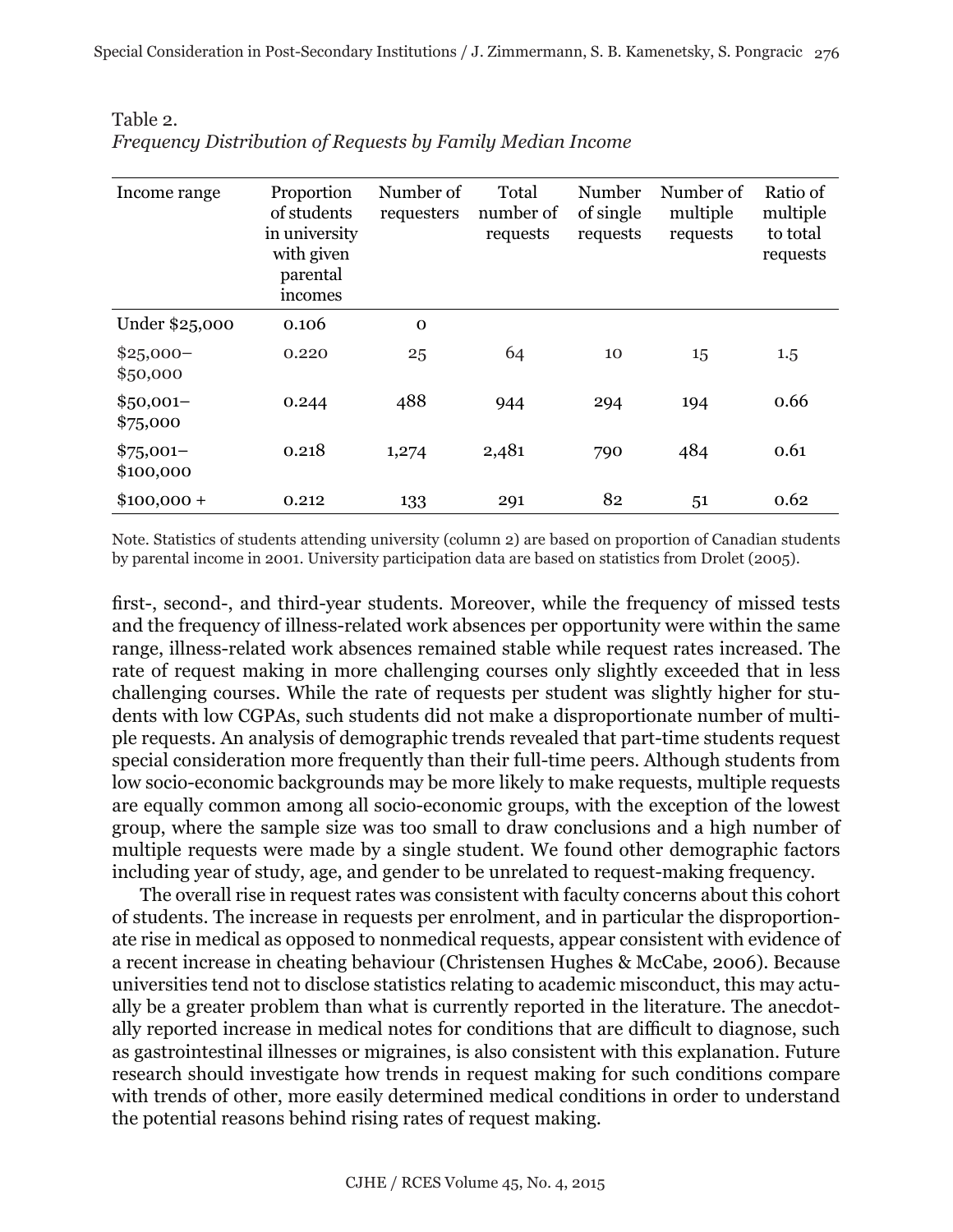Table 2.
*Frequency Distribution of Requests by Family Median Income*

| Income range | Proportion of students in university with given parental incomes | Number of requesters | Total number of requests | Number of single requests | Number of multiple requests | Ratio of multiple to total requests |
|---|---|---|---|---|---|---|
| Under $25,000 | 0.106 | 0 | | | | |
| $25,000–$50,000 | 0.220 | 25 | 64 | 10 | 15 | 1.5 |
| $50,001–$75,000 | 0.244 | 488 | 944 | 294 | 194 | 0.66 |
| $75,001–$100,000 | 0.218 | 1,274 | 2,481 | 790 | 484 | 0.61 |
| $100,000 + | 0.212 | 133 | 291 | 82 | 51 | 0.62 |

Note. Statistics of students attending university (column 2) are based on proportion of Canadian students by parental income in 2001. University participation data are based on statistics from Drolet (2005).

first-, second-, and third-year students. Moreover, while the frequency of missed tests and the frequency of illness-related work absences per opportunity were within the same range, illness-related work absences remained stable while request rates increased. The rate of request making in more challenging courses only slightly exceeded that in less challenging courses. While the rate of requests per student was slightly higher for students with low CGPAs, such students did not make a disproportionate number of multiple requests. An analysis of demographic trends revealed that part-time students request special consideration more frequently than their full-time peers. Although students from low socio-economic backgrounds may be more likely to make requests, multiple requests are equally common among all socio-economic groups, with the exception of the lowest group, where the sample size was too small to draw conclusions and a high number of multiple requests were made by a single student. We found other demographic factors including year of study, age, and gender to be unrelated to request-making frequency.

The overall rise in request rates was consistent with faculty concerns about this cohort of students. The increase in requests per enrolment, and in particular the disproportionate rise in medical as opposed to nonmedical requests, appear consistent with evidence of a recent increase in cheating behaviour (Christensen Hughes & McCabe, 2006). Because universities tend not to disclose statistics relating to academic misconduct, this may actually be a greater problem than what is currently reported in the literature. The anecdotally reported increase in medical notes for conditions that are difficult to diagnose, such as gastrointestinal illnesses or migraines, is also consistent with this explanation. Future research should investigate how trends in request making for such conditions compare with trends of other, more easily determined medical conditions in order to understand the potential reasons behind rising rates of request making.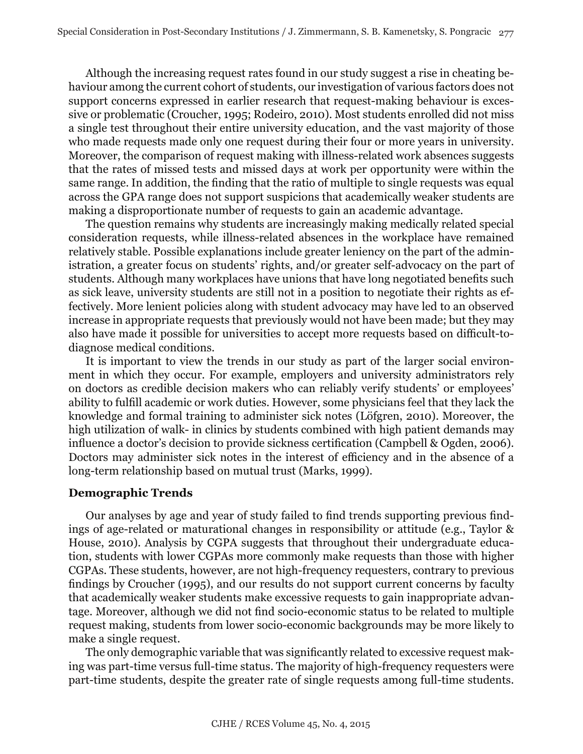Although the increasing request rates found in our study suggest a rise in cheating behaviour among the current cohort of students, our investigation of various factors does not support concerns expressed in earlier research that request-making behaviour is excessive or problematic (Croucher, 1995; Rodeiro, 2010). Most students enrolled did not miss a single test throughout their entire university education, and the vast majority of those who made requests made only one request during their four or more years in university. Moreover, the comparison of request making with illness-related work absences suggests that the rates of missed tests and missed days at work per opportunity were within the same range. In addition, the finding that the ratio of multiple to single requests was equal across the GPA range does not support suspicions that academically weaker students are making a disproportionate number of requests to gain an academic advantage.

The question remains why students are increasingly making medically related special consideration requests, while illness-related absences in the workplace have remained relatively stable. Possible explanations include greater leniency on the part of the administration, a greater focus on students' rights, and/or greater self-advocacy on the part of students. Although many workplaces have unions that have long negotiated benefits such as sick leave, university students are still not in a position to negotiate their rights as effectively. More lenient policies along with student advocacy may have led to an observed increase in appropriate requests that previously would not have been made; but they may also have made it possible for universities to accept more requests based on difficult-to-diagnose medical conditions.

It is important to view the trends in our study as part of the larger social environment in which they occur. For example, employers and university administrators rely on doctors as credible decision makers who can reliably verify students' or employees' ability to fulfill academic or work duties. However, some physicians feel that they lack the knowledge and formal training to administer sick notes (Löfgren, 2010). Moreover, the high utilization of walk- in clinics by students combined with high patient demands may influence a doctor's decision to provide sickness certification (Campbell & Ogden, 2006). Doctors may administer sick notes in the interest of efficiency and in the absence of a long-term relationship based on mutual trust (Marks, 1999).

### Demographic Trends

Our analyses by age and year of study failed to find trends supporting previous findings of age-related or maturational changes in responsibility or attitude (e.g., Taylor & House, 2010). Analysis by CGPA suggests that throughout their undergraduate education, students with lower CGPAs more commonly make requests than those with higher CGPAs. These students, however, are not high-frequency requesters, contrary to previous findings by Croucher (1995), and our results do not support current concerns by faculty that academically weaker students make excessive requests to gain inappropriate advantage. Moreover, although we did not find socio-economic status to be related to multiple request making, students from lower socio-economic backgrounds may be more likely to make a single request.

The only demographic variable that was significantly related to excessive request making was part-time versus full-time status. The majority of high-frequency requesters were part-time students, despite the greater rate of single requests among full-time students.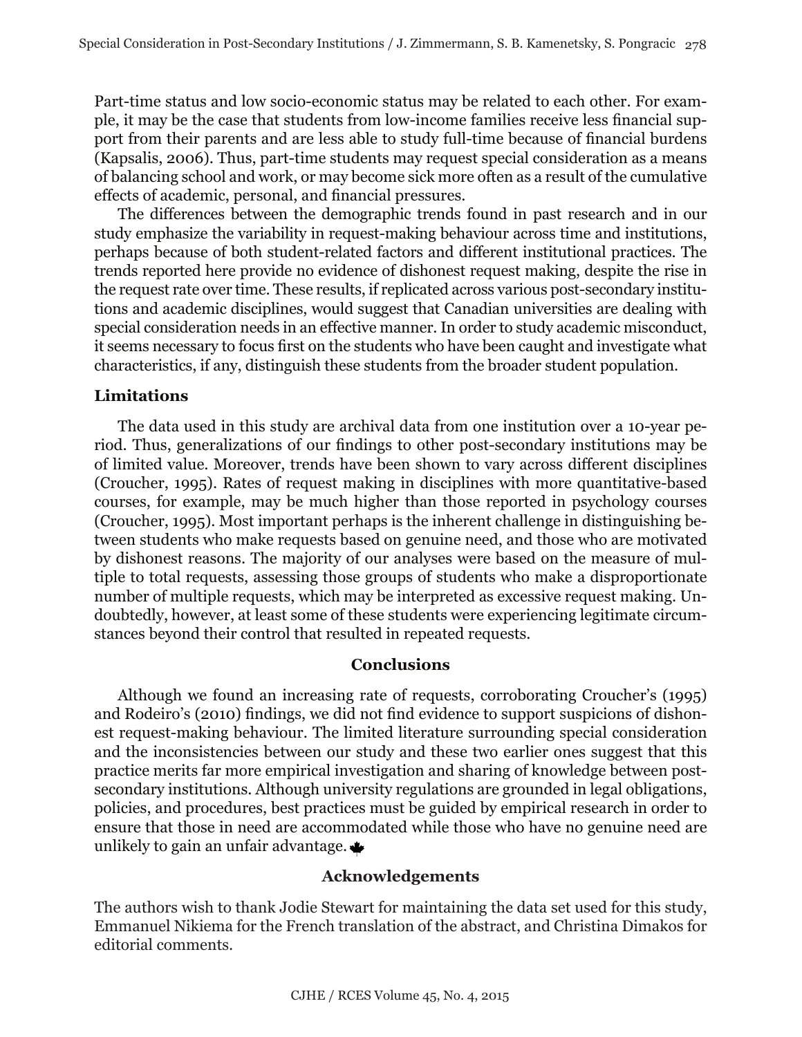Part-time status and low socio-economic status may be related to each other. For example, it may be the case that students from low-income families receive less financial support from their parents and are less able to study full-time because of financial burdens (Kapsalis, 2006). Thus, part-time students may request special consideration as a means of balancing school and work, or may become sick more often as a result of the cumulative effects of academic, personal, and financial pressures.

The differences between the demographic trends found in past research and in our study emphasize the variability in request-making behaviour across time and institutions, perhaps because of both student-related factors and different institutional practices. The trends reported here provide no evidence of dishonest request making, despite the rise in the request rate over time. These results, if replicated across various post-secondary institutions and academic disciplines, would suggest that Canadian universities are dealing with special consideration needs in an effective manner. In order to study academic misconduct, it seems necessary to focus first on the students who have been caught and investigate what characteristics, if any, distinguish these students from the broader student population.

### Limitations

The data used in this study are archival data from one institution over a 10-year period. Thus, generalizations of our findings to other post-secondary institutions may be of limited value. Moreover, trends have been shown to vary across different disciplines (Croucher, 1995). Rates of request making in disciplines with more quantitative-based courses, for example, may be much higher than those reported in psychology courses (Croucher, 1995). Most important perhaps is the inherent challenge in distinguishing between students who make requests based on genuine need, and those who are motivated by dishonest reasons. The majority of our analyses were based on the measure of multiple to total requests, assessing those groups of students who make a disproportionate number of multiple requests, which may be interpreted as excessive request making. Undoubtedly, however, at least some of these students were experiencing legitimate circumstances beyond their control that resulted in repeated requests.

## Conclusions

Although we found an increasing rate of requests, corroborating Croucher's (1995) and Rodeiro's (2010) findings, we did not find evidence to support suspicions of dishonest request-making behaviour. The limited literature surrounding special consideration and the inconsistencies between our study and these two earlier ones suggest that this practice merits far more empirical investigation and sharing of knowledge between post-secondary institutions. Although university regulations are grounded in legal obligations, policies, and procedures, best practices must be guided by empirical research in order to ensure that those in need are accommodated while those who have no genuine need are unlikely to gain an unfair advantage.

## Acknowledgements

The authors wish to thank Jodie Stewart for maintaining the data set used for this study, Emmanuel Nikiema for the French translation of the abstract, and Christina Dimakos for editorial comments.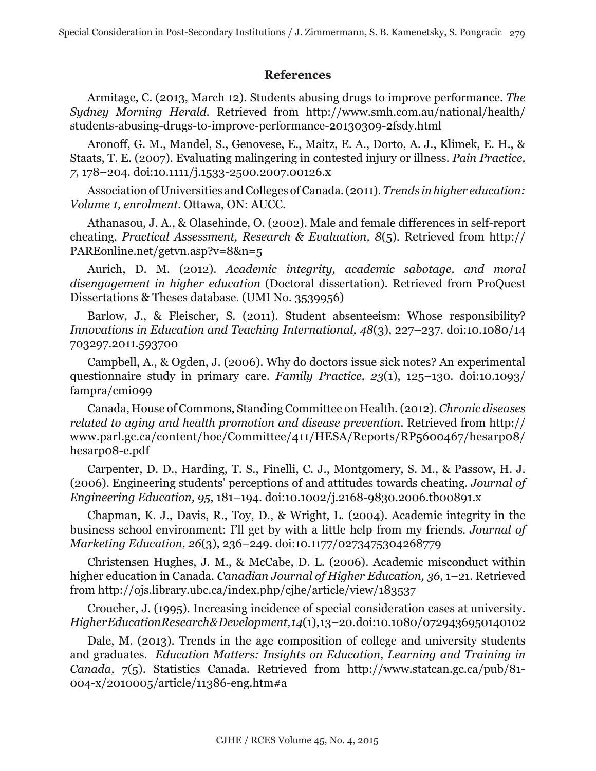## References

Armitage, C. (2013, March 12). Students abusing drugs to improve performance. *The Sydney Morning Herald*. Retrieved from http://www.smh.com.au/national/health/students-abusing-drugs-to-improve-performance-20130309-2fsdy.html

Aronoff, G. M., Mandel, S., Genovese, E., Maitz, E. A., Dorto, A. J., Klimek, E. H., & Staats, T. E. (2007). Evaluating malingering in contested injury or illness. *Pain Practice, 7*, 178–204. doi:10.1111/j.1533-2500.2007.00126.x

Association of Universities and Colleges of Canada. (2011). *Trends in higher education: Volume 1, enrolment*. Ottawa, ON: AUCC.

Athanasou, J. A., & Olasehinde, O. (2002). Male and female differences in self-report cheating. *Practical Assessment, Research & Evaluation, 8*(5). Retrieved from http://PAREonline.net/getvn.asp?v=8&n=5

Aurich, D. M. (2012). *Academic integrity, academic sabotage, and moral disengagement in higher education* (Doctoral dissertation). Retrieved from ProQuest Dissertations & Theses database. (UMI No. 3539956)

Barlow, J., & Fleischer, S. (2011). Student absenteeism: Whose responsibility? *Innovations in Education and Teaching International, 48*(3), 227–237. doi:10.1080/14703297.2011.593700

Campbell, A., & Ogden, J. (2006). Why do doctors issue sick notes? An experimental questionnaire study in primary care. *Family Practice, 23*(1), 125–130. doi:10.1093/fampra/cmi099

Canada, House of Commons, Standing Committee on Health. (2012). *Chronic diseases related to aging and health promotion and disease prevention*. Retrieved from http://www.parl.gc.ca/content/hoc/Committee/411/HESA/Reports/RP5600467/hesarp08/hesarp08-e.pdf

Carpenter, D. D., Harding, T. S., Finelli, C. J., Montgomery, S. M., & Passow, H. J. (2006). Engineering students' perceptions of and attitudes towards cheating. *Journal of Engineering Education, 95*, 181–194. doi:10.1002/j.2168-9830.2006.tb00891.x

Chapman, K. J., Davis, R., Toy, D., & Wright, L. (2004). Academic integrity in the business school environment: I'll get by with a little help from my friends. *Journal of Marketing Education, 26*(3), 236–249. doi:10.1177/0273475304268779

Christensen Hughes, J. M., & McCabe, D. L. (2006). Academic misconduct within higher education in Canada. *Canadian Journal of Higher Education, 36*, 1–21. Retrieved from http://ojs.library.ubc.ca/index.php/cjhe/article/view/183537

Croucher, J. (1995). Increasing incidence of special consideration cases at university. *Higher Education Research & Development, 14*(1), 13–20. doi:10.1080/0729436950140102

Dale, M. (2013). Trends in the age composition of college and university students and graduates. *Education Matters: Insights on Education, Learning and Training in Canada, 7*(5). Statistics Canada. Retrieved from http://www.statcan.gc.ca/pub/81-004-x/2010005/article/11386-eng.htm#a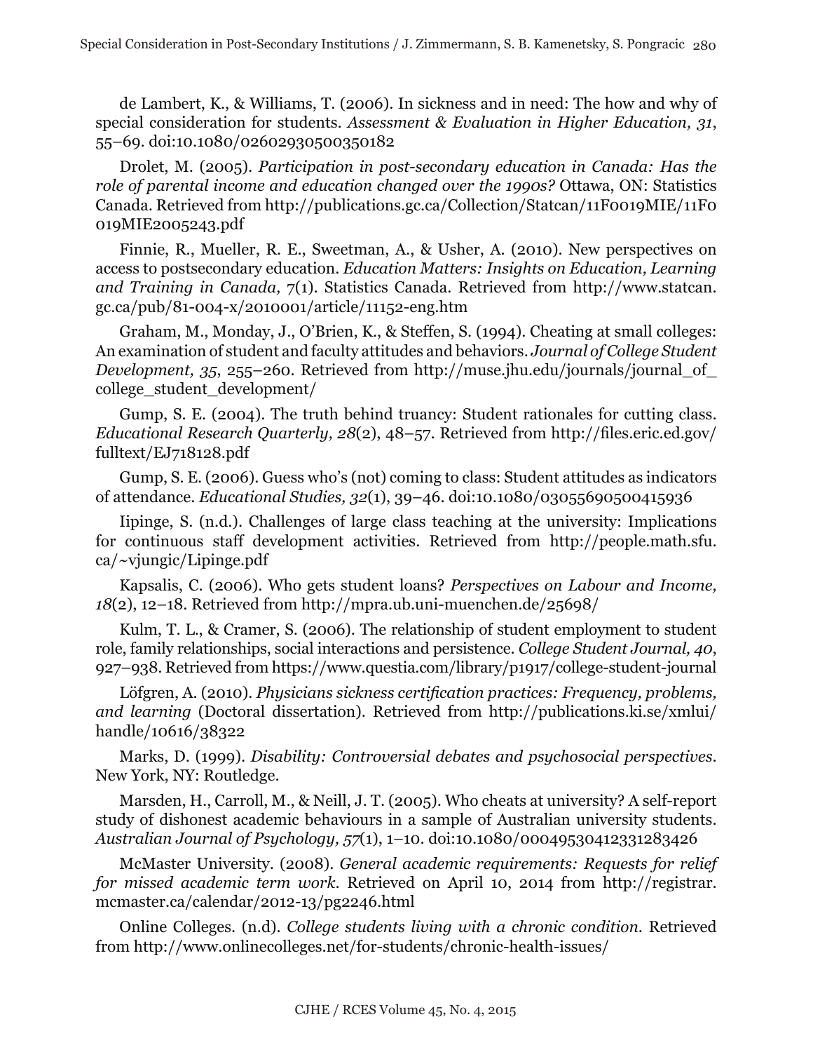de Lambert, K., & Williams, T. (2006). In sickness and in need: The how and why of special consideration for students. *Assessment & Evaluation in Higher Education, 31*, 55–69. doi:10.1080/02602930500350182

Drolet, M. (2005). *Participation in post-secondary education in Canada: Has the role of parental income and education changed over the 1990s?* Ottawa, ON: Statistics Canada. Retrieved from http://publications.gc.ca/Collection/Statcan/11F0019MIE/11F0019MIE2005243.pdf

Finnie, R., Mueller, R. E., Sweetman, A., & Usher, A. (2010). New perspectives on access to postsecondary education. *Education Matters: Insights on Education, Learning and Training in Canada,* 7(1). Statistics Canada. Retrieved from http://www.statcan.gc.ca/pub/81-004-x/2010001/article/11152-eng.htm

Graham, M., Monday, J., O'Brien, K., & Steffen, S. (1994). Cheating at small colleges: An examination of student and faculty attitudes and behaviors. *Journal of College Student Development, 35*, 255–260. Retrieved from http://muse.jhu.edu/journals/journal_of_college_student_development/

Gump, S. E. (2004). The truth behind truancy: Student rationales for cutting class. *Educational Research Quarterly, 28*(2), 48–57. Retrieved from http://files.eric.ed.gov/fulltext/EJ718128.pdf

Gump, S. E. (2006). Guess who's (not) coming to class: Student attitudes as indicators of attendance. *Educational Studies, 32*(1), 39–46. doi:10.1080/03055690500415936

Iipinge, S. (n.d.). Challenges of large class teaching at the university: Implications for continuous staff development activities. Retrieved from http://people.math.sfu.ca/~vjungic/Lipinge.pdf

Kapsalis, C. (2006). Who gets student loans? *Perspectives on Labour and Income, 18*(2), 12–18. Retrieved from http://mpra.ub.uni-muenchen.de/25698/

Kulm, T. L., & Cramer, S. (2006). The relationship of student employment to student role, family relationships, social interactions and persistence. *College Student Journal, 40*, 927–938. Retrieved from https://www.questia.com/library/p1917/college-student-journal

Löfgren, A. (2010). *Physicians sickness certification practices: Frequency, problems, and learning* (Doctoral dissertation). Retrieved from http://publications.ki.se/xmlui/handle/10616/38322

Marks, D. (1999). *Disability: Controversial debates and psychosocial perspectives*. New York, NY: Routledge.

Marsden, H., Carroll, M., & Neill, J. T. (2005). Who cheats at university? A self-report study of dishonest academic behaviours in a sample of Australian university students. *Australian Journal of Psychology, 57*(1), 1–10. doi:10.1080/00049530412331283426

McMaster University. (2008). *General academic requirements: Requests for relief for missed academic term work*. Retrieved on April 10, 2014 from http://registrar.mcmaster.ca/calendar/2012-13/pg2246.html

Online Colleges. (n.d). *College students living with a chronic condition.* Retrieved from http://www.onlinecolleges.net/for-students/chronic-health-issues/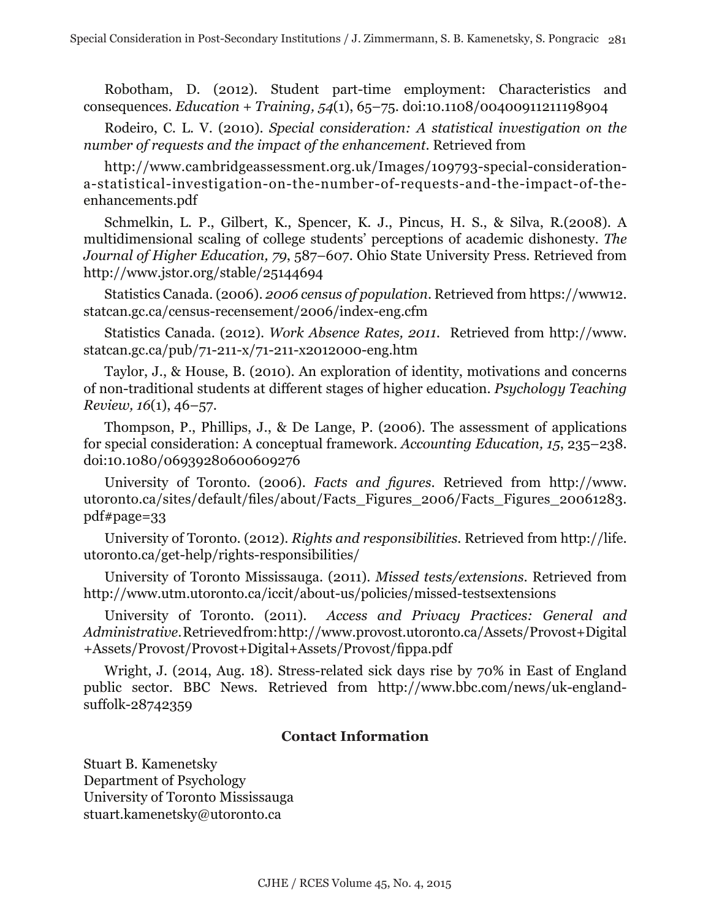Robotham, D. (2012). Student part-time employment: Characteristics and consequences. *Education + Training, 54*(1), 65–75. doi:10.1108/00400911211198904

Rodeiro, C. L. V. (2010). *Special consideration: A statistical investigation on the number of requests and the impact of the enhancement*. Retrieved from

http://www.cambridgeassessment.org.uk/Images/109793-special-consideration-a-statistical-investigation-on-the-number-of-requests-and-the-impact-of-the-enhancements.pdf

Schmelkin, L. P., Gilbert, K., Spencer, K. J., Pincus, H. S., & Silva, R.(2008). A multidimensional scaling of college students' perceptions of academic dishonesty. *The Journal of Higher Education, 79*, 587–607. Ohio State University Press. Retrieved from http://www.jstor.org/stable/25144694

Statistics Canada. (2006). *2006 census of population*. Retrieved from https://www12.statcan.gc.ca/census-recensement/2006/index-eng.cfm

Statistics Canada. (2012). *Work Absence Rates, 2011*. Retrieved from http://www.statcan.gc.ca/pub/71-211-x/71-211-x2012000-eng.htm

Taylor, J., & House, B. (2010). An exploration of identity, motivations and concerns of non-traditional students at different stages of higher education. *Psychology Teaching Review, 16*(1), 46–57.

Thompson, P., Phillips, J., & De Lange, P. (2006). The assessment of applications for special consideration: A conceptual framework. *Accounting Education, 15*, 235–238. doi:10.1080/06939280600609276

University of Toronto. (2006). *Facts and figures*. Retrieved from http://www.utoronto.ca/sites/default/files/about/Facts_Figures_2006/Facts_Figures_20061283.pdf#page=33

University of Toronto. (2012). *Rights and responsibilities*. Retrieved from http://life.utoronto.ca/get-help/rights-responsibilities/

University of Toronto Mississauga. (2011). *Missed tests/extensions*. Retrieved from http://www.utm.utoronto.ca/iccit/about-us/policies/missed-testsextensions

University of Toronto. (2011). *Access and Privacy Practices: General and Administrative*. Retrieved from: http://www.provost.utoronto.ca/Assets/Provost+Digital+Assets/Provost/Provost+Digital+Assets/Provost/fippa.pdf

Wright, J. (2014, Aug. 18). Stress-related sick days rise by 70% in East of England public sector. BBC News. Retrieved from http://www.bbc.com/news/uk-england-suffolk-28742359

## Contact Information

Stuart B. Kamenetsky
Department of Psychology
University of Toronto Mississauga
stuart.kamenetsky@utoronto.ca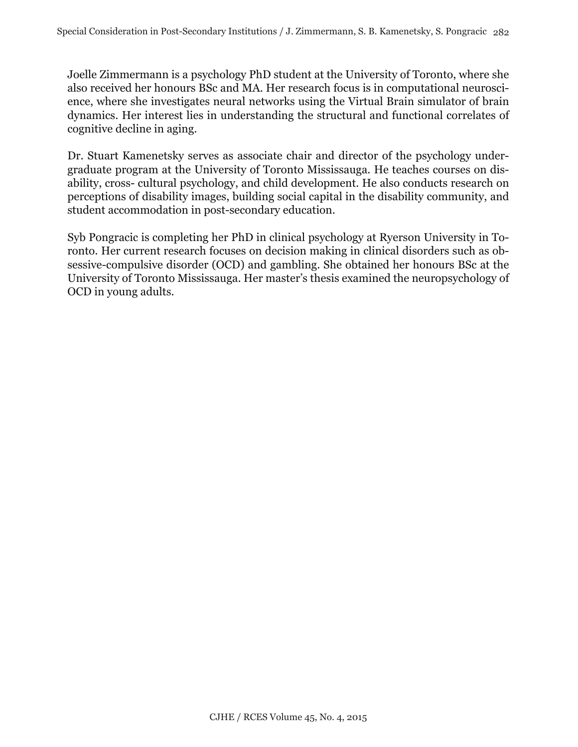Joelle Zimmermann is a psychology PhD student at the University of Toronto, where she also received her honours BSc and MA. Her research focus is in computational neuroscience, where she investigates neural networks using the Virtual Brain simulator of brain dynamics. Her interest lies in understanding the structural and functional correlates of cognitive decline in aging.

Dr. Stuart Kamenetsky serves as associate chair and director of the psychology undergraduate program at the University of Toronto Mississauga. He teaches courses on disability, cross- cultural psychology, and child development. He also conducts research on perceptions of disability images, building social capital in the disability community, and student accommodation in post-secondary education.

Syb Pongracic is completing her PhD in clinical psychology at Ryerson University in Toronto. Her current research focuses on decision making in clinical disorders such as obsessive-compulsive disorder (OCD) and gambling. She obtained her honours BSc at the University of Toronto Mississauga. Her master's thesis examined the neuropsychology of OCD in young adults.